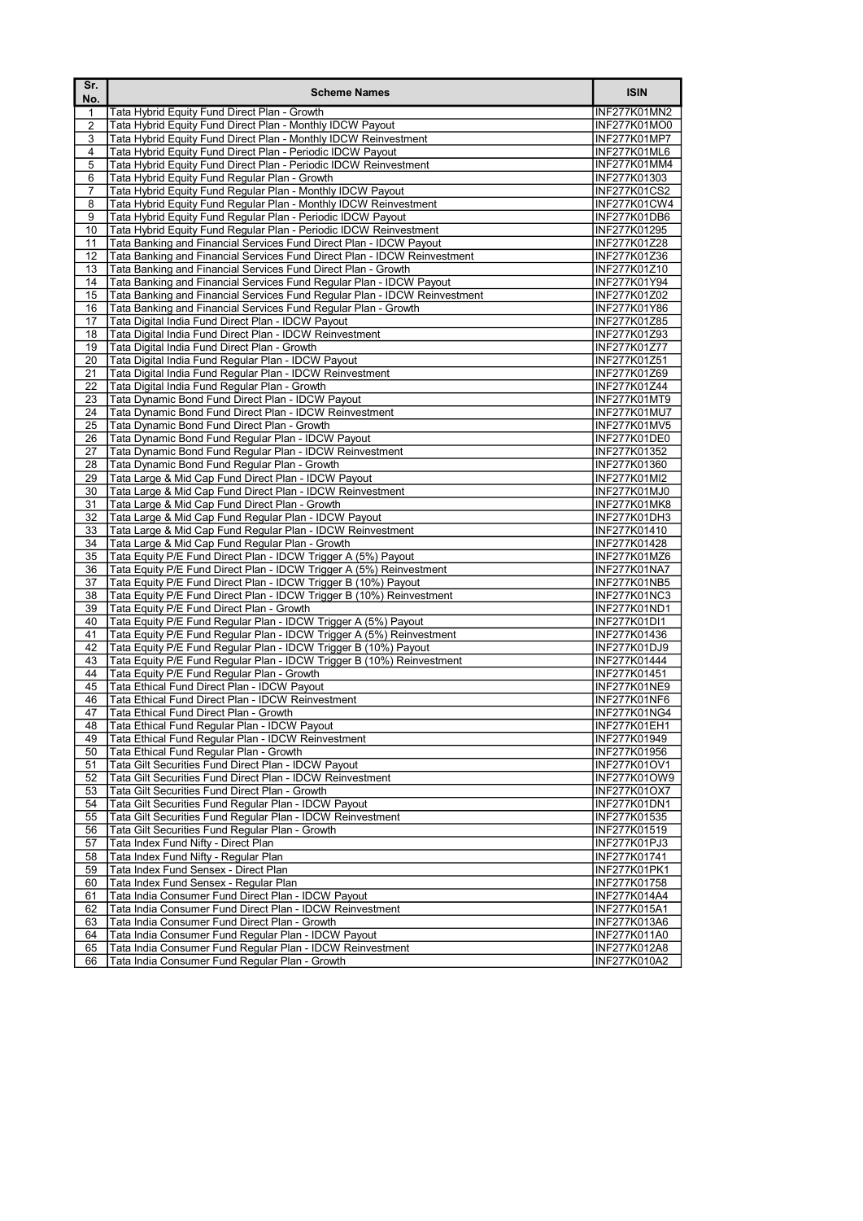| Sr. No. | Scheme Names | ISIN |
|---|---|---|
| 1 | Tata Hybrid Equity Fund Direct Plan - Growth | INF277K01MN2 |
| 2 | Tata Hybrid Equity Fund Direct Plan - Monthly IDCW Payout | INF277K01MO0 |
| 3 | Tata Hybrid Equity Fund Direct Plan - Monthly IDCW Reinvestment | INF277K01MP7 |
| 4 | Tata Hybrid Equity Fund Direct Plan - Periodic IDCW Payout | INF277K01ML6 |
| 5 | Tata Hybrid Equity Fund Direct Plan - Periodic IDCW Reinvestment | INF277K01MM4 |
| 6 | Tata Hybrid Equity Fund Regular Plan - Growth | INF277K01303 |
| 7 | Tata Hybrid Equity Fund Regular Plan - Monthly IDCW Payout | INF277K01CS2 |
| 8 | Tata Hybrid Equity Fund Regular Plan - Monthly IDCW Reinvestment | INF277K01CW4 |
| 9 | Tata Hybrid Equity Fund Regular Plan - Periodic IDCW Payout | INF277K01DB6 |
| 10 | Tata Hybrid Equity Fund Regular Plan - Periodic IDCW Reinvestment | INF277K01295 |
| 11 | Tata Banking and Financial Services Fund Direct Plan - IDCW Payout | INF277K01Z28 |
| 12 | Tata Banking and Financial Services Fund Direct Plan - IDCW Reinvestment | INF277K01Z36 |
| 13 | Tata Banking and Financial Services Fund Direct Plan - Growth | INF277K01Z10 |
| 14 | Tata Banking and Financial Services Fund Regular Plan - IDCW Payout | INF277K01Y94 |
| 15 | Tata Banking and Financial Services Fund Regular Plan - IDCW Reinvestment | INF277K01Z02 |
| 16 | Tata Banking and Financial Services Fund Regular Plan - Growth | INF277K01Y86 |
| 17 | Tata Digital India Fund Direct Plan - IDCW Payout | INF277K01Z85 |
| 18 | Tata Digital India Fund Direct Plan - IDCW Reinvestment | INF277K01Z93 |
| 19 | Tata Digital India Fund Direct Plan - Growth | INF277K01Z77 |
| 20 | Tata Digital India Fund Regular Plan - IDCW Payout | INF277K01Z51 |
| 21 | Tata Digital India Fund Regular Plan - IDCW Reinvestment | INF277K01Z69 |
| 22 | Tata Digital India Fund Regular Plan - Growth | INF277K01Z44 |
| 23 | Tata Dynamic Bond Fund Direct Plan - IDCW Payout | INF277K01MT9 |
| 24 | Tata Dynamic Bond Fund Direct Plan - IDCW Reinvestment | INF277K01MU7 |
| 25 | Tata Dynamic Bond Fund Direct Plan - Growth | INF277K01MV5 |
| 26 | Tata Dynamic Bond Fund Regular Plan - IDCW Payout | INF277K01DE0 |
| 27 | Tata Dynamic Bond Fund Regular Plan - IDCW Reinvestment | INF277K01352 |
| 28 | Tata Dynamic Bond Fund Regular Plan - Growth | INF277K01360 |
| 29 | Tata Large & Mid Cap Fund Direct Plan - IDCW Payout | INF277K01MI2 |
| 30 | Tata Large & Mid Cap Fund Direct Plan - IDCW Reinvestment | INF277K01MJ0 |
| 31 | Tata Large & Mid Cap Fund Direct Plan - Growth | INF277K01MK8 |
| 32 | Tata Large & Mid Cap Fund Regular Plan - IDCW Payout | INF277K01DH3 |
| 33 | Tata Large & Mid Cap Fund Regular Plan - IDCW Reinvestment | INF277K01410 |
| 34 | Tata Large & Mid Cap Fund Regular Plan - Growth | INF277K01428 |
| 35 | Tata Equity P/E Fund Direct Plan - IDCW Trigger A (5%) Payout | INF277K01MZ6 |
| 36 | Tata Equity P/E Fund Direct Plan - IDCW Trigger A (5%) Reinvestment | INF277K01NA7 |
| 37 | Tata Equity P/E Fund Direct Plan - IDCW Trigger B (10%) Payout | INF277K01NB5 |
| 38 | Tata Equity P/E Fund Direct Plan - IDCW Trigger B (10%) Reinvestment | INF277K01NC3 |
| 39 | Tata Equity P/E Fund Direct Plan - Growth | INF277K01ND1 |
| 40 | Tata Equity P/E Fund Regular Plan - IDCW Trigger A (5%) Payout | INF277K01DI1 |
| 41 | Tata Equity P/E Fund Regular Plan - IDCW Trigger A (5%) Reinvestment | INF277K01436 |
| 42 | Tata Equity P/E Fund Regular Plan - IDCW Trigger B (10%) Payout | INF277K01DJ9 |
| 43 | Tata Equity P/E Fund Regular Plan - IDCW Trigger B (10%) Reinvestment | INF277K01444 |
| 44 | Tata Equity P/E Fund Regular Plan - Growth | INF277K01451 |
| 45 | Tata Ethical Fund Direct Plan - IDCW Payout | INF277K01NE9 |
| 46 | Tata Ethical Fund Direct Plan - IDCW Reinvestment | INF277K01NF6 |
| 47 | Tata Ethical Fund Direct Plan - Growth | INF277K01NG4 |
| 48 | Tata Ethical Fund Regular Plan - IDCW Payout | INF277K01EH1 |
| 49 | Tata Ethical Fund Regular Plan - IDCW Reinvestment | INF277K01949 |
| 50 | Tata Ethical Fund Regular Plan - Growth | INF277K01956 |
| 51 | Tata Gilt Securities Fund Direct Plan - IDCW Payout | INF277K01OV1 |
| 52 | Tata Gilt Securities Fund Direct Plan - IDCW Reinvestment | INF277K01OW9 |
| 53 | Tata Gilt Securities Fund Direct Plan - Growth | INF277K01OX7 |
| 54 | Tata Gilt Securities Fund Regular Plan - IDCW Payout | INF277K01DN1 |
| 55 | Tata Gilt Securities Fund Regular Plan - IDCW Reinvestment | INF277K01535 |
| 56 | Tata Gilt Securities Fund Regular Plan - Growth | INF277K01519 |
| 57 | Tata Index Fund Nifty - Direct Plan | INF277K01PJ3 |
| 58 | Tata Index Fund Nifty - Regular Plan | INF277K01741 |
| 59 | Tata Index Fund Sensex - Direct Plan | INF277K01PK1 |
| 60 | Tata Index Fund Sensex - Regular Plan | INF277K01758 |
| 61 | Tata India Consumer Fund Direct Plan - IDCW Payout | INF277K014A4 |
| 62 | Tata India Consumer Fund Direct Plan - IDCW Reinvestment | INF277K015A1 |
| 63 | Tata India Consumer Fund Direct Plan - Growth | INF277K013A6 |
| 64 | Tata India Consumer Fund Regular Plan - IDCW Payout | INF277K011A0 |
| 65 | Tata India Consumer Fund Regular Plan - IDCW Reinvestment | INF277K012A8 |
| 66 | Tata India Consumer Fund Regular Plan - Growth | INF277K010A2 |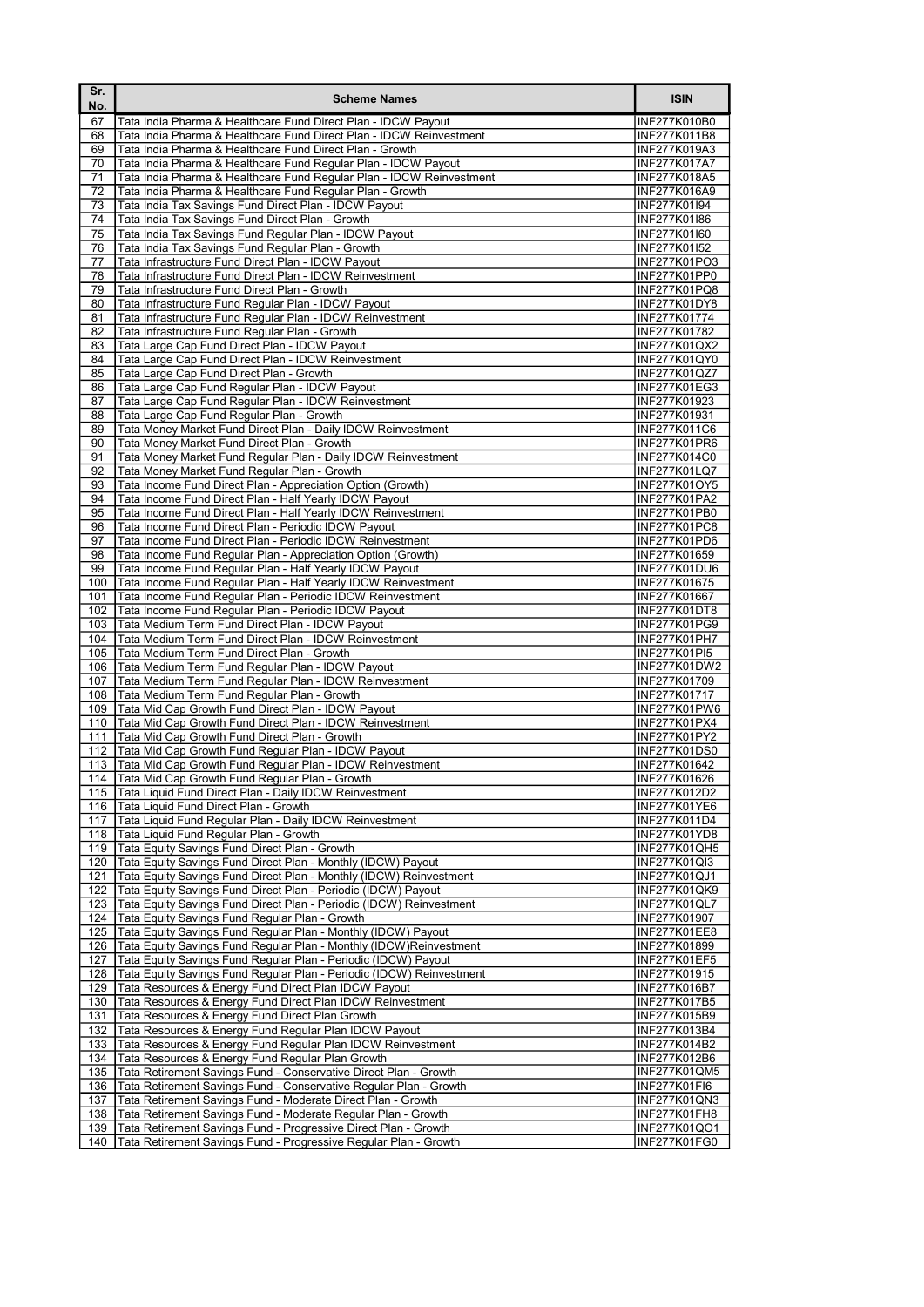| Sr. No. | Scheme Names | ISIN |
|---|---|---|
| 67 | Tata India Pharma & Healthcare Fund Direct Plan - IDCW Payout | INF277K010B0 |
| 68 | Tata India Pharma & Healthcare Fund Direct Plan - IDCW Reinvestment | INF277K011B8 |
| 69 | Tata India Pharma & Healthcare Fund Direct Plan - Growth | INF277K019A3 |
| 70 | Tata India Pharma & Healthcare Fund Regular Plan - IDCW Payout | INF277K017A7 |
| 71 | Tata India Pharma & Healthcare Fund Regular Plan - IDCW Reinvestment | INF277K018A5 |
| 72 | Tata India Pharma & Healthcare Fund Regular Plan - Growth | INF277K016A9 |
| 73 | Tata India Tax Savings Fund Direct Plan - IDCW Payout | INF277K01I94 |
| 74 | Tata India Tax Savings Fund Direct Plan - Growth | INF277K01I86 |
| 75 | Tata India Tax Savings Fund Regular Plan - IDCW Payout | INF277K01I60 |
| 76 | Tata India Tax Savings Fund Regular Plan - Growth | INF277K01I52 |
| 77 | Tata Infrastructure Fund Direct Plan - IDCW Payout | INF277K01PO3 |
| 78 | Tata Infrastructure Fund Direct Plan - IDCW Reinvestment | INF277K01PP0 |
| 79 | Tata Infrastructure Fund Direct Plan - Growth | INF277K01PQ8 |
| 80 | Tata Infrastructure Fund Regular Plan - IDCW Payout | INF277K01DY8 |
| 81 | Tata Infrastructure Fund Regular Plan - IDCW Reinvestment | INF277K01774 |
| 82 | Tata Infrastructure Fund Regular Plan - Growth | INF277K01782 |
| 83 | Tata Large Cap Fund Direct Plan - IDCW Payout | INF277K01QX2 |
| 84 | Tata Large Cap Fund Direct Plan - IDCW Reinvestment | INF277K01QY0 |
| 85 | Tata Large Cap Fund Direct Plan - Growth | INF277K01QZ7 |
| 86 | Tata Large Cap Fund Regular Plan - IDCW Payout | INF277K01EG3 |
| 87 | Tata Large Cap Fund Regular Plan - IDCW Reinvestment | INF277K01923 |
| 88 | Tata Large Cap Fund Regular Plan - Growth | INF277K01931 |
| 89 | Tata Money Market Fund Direct Plan - Daily IDCW Reinvestment | INF277K011C6 |
| 90 | Tata Money Market Fund Direct Plan - Growth | INF277K01PR6 |
| 91 | Tata Money Market Fund Regular Plan - Daily IDCW Reinvestment | INF277K014C0 |
| 92 | Tata Money Market Fund Regular Plan - Growth | INF277K01LQ7 |
| 93 | Tata Income Fund Direct Plan - Appreciation Option (Growth) | INF277K01OY5 |
| 94 | Tata Income Fund Direct Plan - Half Yearly IDCW Payout | INF277K01PA2 |
| 95 | Tata Income Fund Direct Plan - Half Yearly IDCW Reinvestment | INF277K01PB0 |
| 96 | Tata Income Fund Direct Plan - Periodic IDCW Payout | INF277K01PC8 |
| 97 | Tata Income Fund Direct Plan - Periodic IDCW Reinvestment | INF277K01PD6 |
| 98 | Tata Income Fund Regular Plan - Appreciation Option (Growth) | INF277K01659 |
| 99 | Tata Income Fund Regular Plan - Half Yearly IDCW Payout | INF277K01DU6 |
| 100 | Tata Income Fund Regular Plan - Half Yearly IDCW Reinvestment | INF277K01675 |
| 101 | Tata Income Fund Regular Plan - Periodic IDCW Reinvestment | INF277K01667 |
| 102 | Tata Income Fund Regular Plan - Periodic IDCW Payout | INF277K01DT8 |
| 103 | Tata Medium Term Fund Direct Plan - IDCW Payout | INF277K01PG9 |
| 104 | Tata Medium Term Fund Direct Plan - IDCW Reinvestment | INF277K01PH7 |
| 105 | Tata Medium Term Fund Direct Plan - Growth | INF277K01PI5 |
| 106 | Tata Medium Term Fund Regular Plan - IDCW Payout | INF277K01DW2 |
| 107 | Tata Medium Term Fund Regular Plan - IDCW Reinvestment | INF277K01709 |
| 108 | Tata Medium Term Fund Regular Plan - Growth | INF277K01717 |
| 109 | Tata Mid Cap Growth Fund Direct Plan - IDCW Payout | INF277K01PW6 |
| 110 | Tata Mid Cap Growth Fund Direct Plan - IDCW Reinvestment | INF277K01PX4 |
| 111 | Tata Mid Cap Growth Fund Direct Plan - Growth | INF277K01PY2 |
| 112 | Tata Mid Cap Growth Fund Regular Plan - IDCW Payout | INF277K01DS0 |
| 113 | Tata Mid Cap Growth Fund Regular Plan - IDCW Reinvestment | INF277K01642 |
| 114 | Tata Mid Cap Growth Fund Regular Plan - Growth | INF277K01626 |
| 115 | Tata Liquid Fund Direct Plan - Daily IDCW Reinvestment | INF277K012D2 |
| 116 | Tata Liquid Fund Direct Plan - Growth | INF277K01YE6 |
| 117 | Tata Liquid Fund Regular Plan - Daily IDCW Reinvestment | INF277K011D4 |
| 118 | Tata Liquid Fund Regular Plan - Growth | INF277K01YD8 |
| 119 | Tata Equity Savings Fund Direct Plan - Growth | INF277K01QH5 |
| 120 | Tata Equity Savings Fund Direct Plan - Monthly (IDCW) Payout | INF277K01QI3 |
| 121 | Tata Equity Savings Fund Direct Plan - Monthly (IDCW) Reinvestment | INF277K01QJ1 |
| 122 | Tata Equity Savings Fund Direct Plan - Periodic (IDCW) Payout | INF277K01QK9 |
| 123 | Tata Equity Savings Fund Direct Plan - Periodic (IDCW) Reinvestment | INF277K01QL7 |
| 124 | Tata Equity Savings Fund Regular Plan - Growth | INF277K01907 |
| 125 | Tata Equity Savings Fund Regular Plan - Monthly (IDCW) Payout | INF277K01EE8 |
| 126 | Tata Equity Savings Fund Regular Plan - Monthly (IDCW)Reinvestment | INF277K01899 |
| 127 | Tata Equity Savings Fund Regular Plan - Periodic (IDCW) Payout | INF277K01EF5 |
| 128 | Tata Equity Savings Fund Regular Plan - Periodic (IDCW) Reinvestment | INF277K01915 |
| 129 | Tata Resources & Energy Fund Direct Plan IDCW Payout | INF277K016B7 |
| 130 | Tata Resources & Energy Fund Direct Plan IDCW Reinvestment | INF277K017B5 |
| 131 | Tata Resources & Energy Fund Direct Plan Growth | INF277K015B9 |
| 132 | Tata Resources & Energy Fund Regular Plan IDCW Payout | INF277K013B4 |
| 133 | Tata Resources & Energy Fund Regular Plan IDCW Reinvestment | INF277K014B2 |
| 134 | Tata Resources & Energy Fund Regular Plan Growth | INF277K012B6 |
| 135 | Tata Retirement Savings Fund - Conservative Direct Plan - Growth | INF277K01QM5 |
| 136 | Tata Retirement Savings Fund - Conservative Regular Plan - Growth | INF277K01FI6 |
| 137 | Tata Retirement Savings Fund - Moderate Direct Plan - Growth | INF277K01QN3 |
| 138 | Tata Retirement Savings Fund - Moderate Regular Plan - Growth | INF277K01FH8 |
| 139 | Tata Retirement Savings Fund - Progressive Direct Plan - Growth | INF277K01QO1 |
| 140 | Tata Retirement Savings Fund - Progressive Regular Plan - Growth | INF277K01FG0 |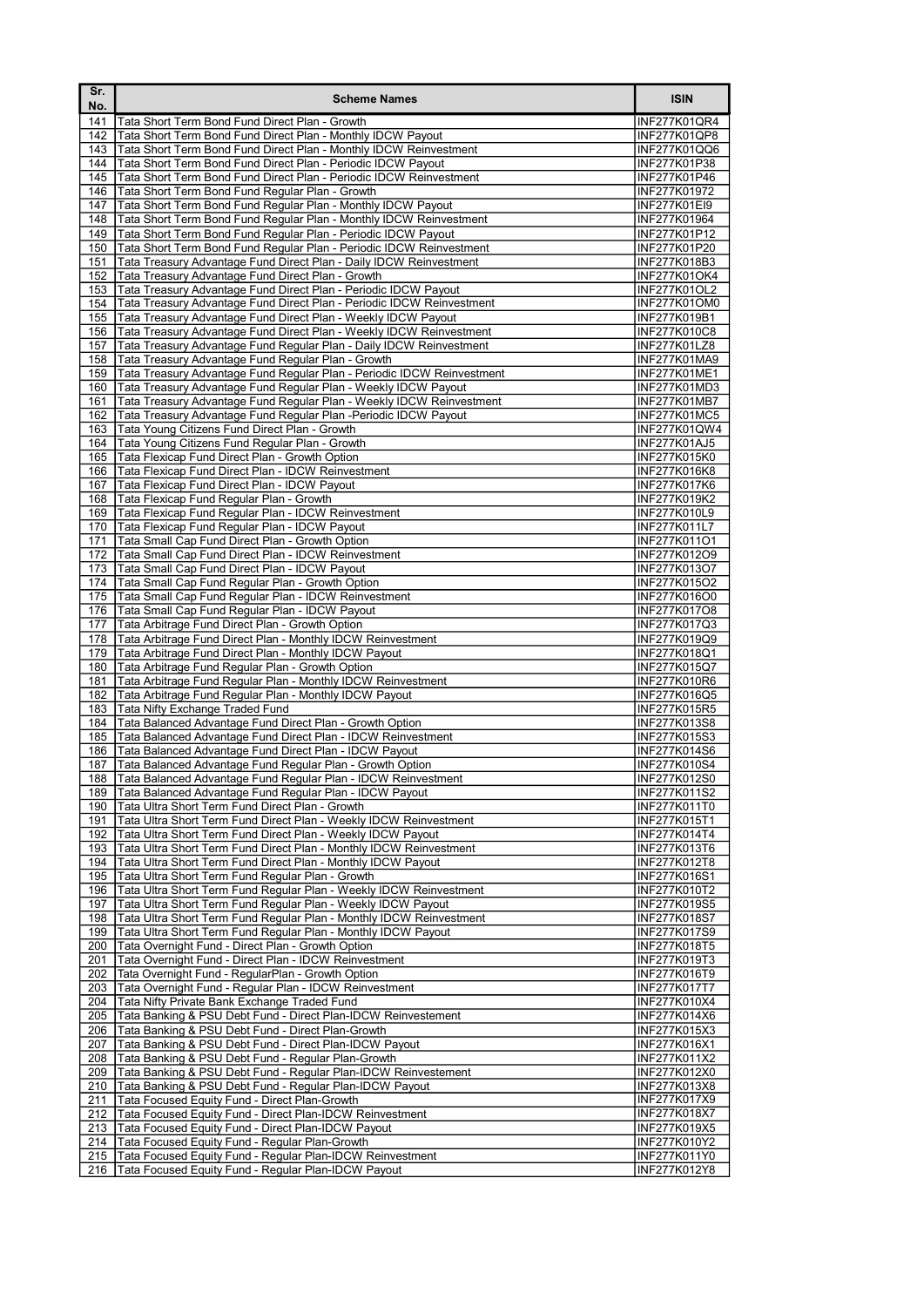| Sr. No. | Scheme Names | ISIN |
|---|---|---|
| 141 | Tata Short Term Bond Fund Direct Plan - Growth | INF277K01QR4 |
| 142 | Tata Short Term Bond Fund Direct Plan - Monthly IDCW Payout | INF277K01QP8 |
| 143 | Tata Short Term Bond Fund Direct Plan - Monthly IDCW Reinvestment | INF277K01QQ6 |
| 144 | Tata Short Term Bond Fund Direct Plan - Periodic IDCW Payout | INF277K01P38 |
| 145 | Tata Short Term Bond Fund Direct Plan - Periodic IDCW Reinvestment | INF277K01P46 |
| 146 | Tata Short Term Bond Fund Regular Plan - Growth | INF277K01972 |
| 147 | Tata Short Term Bond Fund Regular Plan - Monthly IDCW Payout | INF277K01EI9 |
| 148 | Tata Short Term Bond Fund Regular Plan - Monthly IDCW Reinvestment | INF277K01964 |
| 149 | Tata Short Term Bond Fund Regular Plan - Periodic IDCW Payout | INF277K01P12 |
| 150 | Tata Short Term Bond Fund Regular Plan - Periodic IDCW Reinvestment | INF277K01P20 |
| 151 | Tata Treasury Advantage Fund Direct Plan - Daily IDCW Reinvestment | INF277K018B3 |
| 152 | Tata Treasury Advantage Fund Direct Plan - Growth | INF277K01OK4 |
| 153 | Tata Treasury Advantage Fund Direct Plan - Periodic IDCW Payout | INF277K01OL2 |
| 154 | Tata Treasury Advantage Fund Direct Plan - Periodic IDCW Reinvestment | INF277K01OM0 |
| 155 | Tata Treasury Advantage Fund Direct Plan - Weekly IDCW Payout | INF277K019B1 |
| 156 | Tata Treasury Advantage Fund Direct Plan - Weekly IDCW Reinvestment | INF277K010C8 |
| 157 | Tata Treasury Advantage Fund Regular Plan - Daily IDCW Reinvestment | INF277K01LZ8 |
| 158 | Tata Treasury Advantage Fund Regular Plan - Growth | INF277K01MA9 |
| 159 | Tata Treasury Advantage Fund Regular Plan - Periodic IDCW Reinvestment | INF277K01ME1 |
| 160 | Tata Treasury Advantage Fund Regular Plan - Weekly IDCW Payout | INF277K01MD3 |
| 161 | Tata Treasury Advantage Fund Regular Plan - Weekly IDCW Reinvestment | INF277K01MB7 |
| 162 | Tata Treasury Advantage Fund Regular Plan -Periodic IDCW Payout | INF277K01MC5 |
| 163 | Tata Young Citizens Fund Direct Plan - Growth | INF277K01QW4 |
| 164 | Tata Young Citizens Fund Regular Plan - Growth | INF277K01AJ5 |
| 165 | Tata Flexicap Fund Direct Plan - Growth Option | INF277K015K0 |
| 166 | Tata Flexicap Fund Direct Plan - IDCW Reinvestment | INF277K016K8 |
| 167 | Tata Flexicap Fund Direct Plan - IDCW Payout | INF277K017K6 |
| 168 | Tata Flexicap Fund Regular Plan - Growth | INF277K019K2 |
| 169 | Tata Flexicap Fund Regular Plan - IDCW Reinvestment | INF277K010L9 |
| 170 | Tata Flexicap Fund Regular Plan - IDCW Payout | INF277K011L7 |
| 171 | Tata Small Cap Fund Direct Plan - Growth Option | INF277K011O1 |
| 172 | Tata Small Cap Fund Direct Plan - IDCW Reinvestment | INF277K012O9 |
| 173 | Tata Small Cap Fund Direct Plan - IDCW Payout | INF277K013O7 |
| 174 | Tata Small Cap Fund Regular Plan - Growth Option | INF277K015O2 |
| 175 | Tata Small Cap Fund Regular Plan - IDCW Reinvestment | INF277K016O0 |
| 176 | Tata Small Cap Fund Regular Plan - IDCW Payout | INF277K017O8 |
| 177 | Tata Arbitrage Fund Direct Plan - Growth Option | INF277K017Q3 |
| 178 | Tata Arbitrage Fund Direct Plan - Monthly IDCW Reinvestment | INF277K019Q9 |
| 179 | Tata Arbitrage Fund Direct Plan - Monthly IDCW Payout | INF277K018Q1 |
| 180 | Tata Arbitrage Fund Regular Plan - Growth Option | INF277K015Q7 |
| 181 | Tata Arbitrage Fund Regular Plan - Monthly IDCW Reinvestment | INF277K010R6 |
| 182 | Tata Arbitrage Fund Regular Plan - Monthly IDCW Payout | INF277K016Q5 |
| 183 | Tata Nifty Exchange Traded Fund | INF277K015R5 |
| 184 | Tata Balanced Advantage Fund Direct Plan - Growth Option | INF277K013S8 |
| 185 | Tata Balanced Advantage Fund Direct Plan - IDCW Reinvestment | INF277K015S3 |
| 186 | Tata Balanced Advantage Fund Direct Plan - IDCW Payout | INF277K014S6 |
| 187 | Tata Balanced Advantage Fund Regular Plan - Growth Option | INF277K010S4 |
| 188 | Tata Balanced Advantage Fund Regular Plan - IDCW Reinvestment | INF277K012S0 |
| 189 | Tata Balanced Advantage Fund Regular Plan - IDCW Payout | INF277K011S2 |
| 190 | Tata Ultra Short Term Fund Direct Plan - Growth | INF277K011T0 |
| 191 | Tata Ultra Short Term Fund Direct Plan - Weekly IDCW Reinvestment | INF277K015T1 |
| 192 | Tata Ultra Short Term Fund Direct Plan - Weekly IDCW Payout | INF277K014T4 |
| 193 | Tata Ultra Short Term Fund Direct Plan - Monthly IDCW Reinvestment | INF277K013T6 |
| 194 | Tata Ultra Short Term Fund Direct Plan - Monthly IDCW Payout | INF277K012T8 |
| 195 | Tata Ultra Short Term Fund Regular Plan - Growth | INF277K016S1 |
| 196 | Tata Ultra Short Term Fund Regular Plan - Weekly IDCW Reinvestment | INF277K010T2 |
| 197 | Tata Ultra Short Term Fund Regular Plan - Weekly IDCW Payout | INF277K019S5 |
| 198 | Tata Ultra Short Term Fund Regular Plan - Monthly IDCW Reinvestment | INF277K018S7 |
| 199 | Tata Ultra Short Term Fund Regular Plan - Monthly IDCW Payout | INF277K017S9 |
| 200 | Tata Overnight Fund - Direct Plan - Growth Option | INF277K018T5 |
| 201 | Tata Overnight Fund - Direct Plan - IDCW Reinvestment | INF277K019T3 |
| 202 | Tata Overnight Fund - RegularPlan - Growth Option | INF277K016T9 |
| 203 | Tata Overnight Fund - Regular Plan - IDCW Reinvestment | INF277K017T7 |
| 204 | Tata Nifty Private Bank Exchange Traded Fund | INF277K010X4 |
| 205 | Tata Banking & PSU Debt Fund - Direct Plan-IDCW Reinvestement | INF277K014X6 |
| 206 | Tata Banking & PSU Debt Fund - Direct Plan-Growth | INF277K015X3 |
| 207 | Tata Banking & PSU Debt Fund - Direct Plan-IDCW Payout | INF277K016X1 |
| 208 | Tata Banking & PSU Debt Fund - Regular Plan-Growth | INF277K011X2 |
| 209 | Tata Banking & PSU Debt Fund - Regular Plan-IDCW Reinvestement | INF277K012X0 |
| 210 | Tata Banking & PSU Debt Fund - Regular Plan-IDCW Payout | INF277K013X8 |
| 211 | Tata Focused Equity Fund - Direct Plan-Growth | INF277K017X9 |
| 212 | Tata Focused Equity Fund - Direct Plan-IDCW Reinvestment | INF277K018X7 |
| 213 | Tata Focused Equity Fund - Direct Plan-IDCW Payout | INF277K019X5 |
| 214 | Tata Focused Equity Fund - Regular Plan-Growth | INF277K010Y2 |
| 215 | Tata Focused Equity Fund - Regular Plan-IDCW Reinvestment | INF277K011Y0 |
| 216 | Tata Focused Equity Fund - Regular Plan-IDCW Payout | INF277K012Y8 |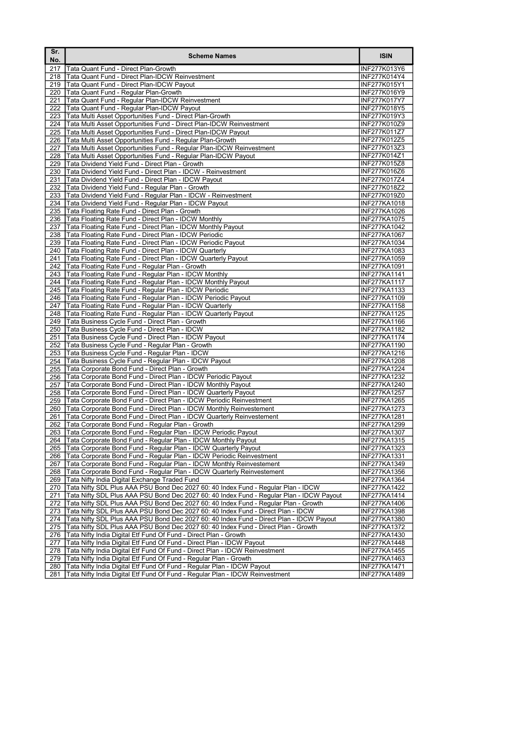| Sr. No. | Scheme Names | ISIN |
|---|---|---|
| 217 | Tata Quant Fund - Direct Plan-Growth | INF277K013Y6 |
| 218 | Tata Quant Fund - Direct Plan-IDCW Reinvestment | INF277K014Y4 |
| 219 | Tata Quant Fund - Direct Plan-IDCW Payout | INF277K015Y1 |
| 220 | Tata Quant Fund - Regular Plan-Growth | INF277K016Y9 |
| 221 | Tata Quant Fund - Regular Plan-IDCW Reinvestment | INF277K017Y7 |
| 222 | Tata Quant Fund - Regular Plan-IDCW Payout | INF277K018Y5 |
| 223 | Tata Multi Asset Opportunities Fund - Direct Plan-Growth | INF277K019Y3 |
| 224 | Tata Multi Asset Opportunities Fund - Direct Plan-IDCW Reinvestment | INF277K010Z9 |
| 225 | Tata Multi Asset Opportunities Fund - Direct Plan-IDCW Payout | INF277K011Z7 |
| 226 | Tata Multi Asset Opportunities Fund - Regular Plan-Growth | INF277K012Z5 |
| 227 | Tata Multi Asset Opportunities Fund - Regular Plan-IDCW Reinvestment | INF277K013Z3 |
| 228 | Tata Multi Asset Opportunities Fund - Regular Plan-IDCW Payout | INF277K014Z1 |
| 229 | Tata Dividend Yield Fund - Direct Plan - Growth | INF277K015Z8 |
| 230 | Tata Dividend Yield Fund - Direct Plan - IDCW - Reinvestment | INF277K016Z6 |
| 231 | Tata Dividend Yield Fund - Direct Plan - IDCW Payout | INF277K017Z4 |
| 232 | Tata Dividend Yield Fund - Regular Plan - Growth | INF277K018Z2 |
| 233 | Tata Dividend Yield Fund - Regular Plan - IDCW - Reinvestment | INF277K019Z0 |
| 234 | Tata Dividend Yield Fund - Regular Plan - IDCW Payout | INF277KA1018 |
| 235 | Tata Floating Rate Fund - Direct Plan - Growth | INF277KA1026 |
| 236 | Tata Floating Rate Fund - Direct Plan - IDCW Monthly | INF277KA1075 |
| 237 | Tata Floating Rate Fund - Direct Plan - IDCW Monthly Payout | INF277KA1042 |
| 238 | Tata Floating Rate Fund - Direct Plan - IDCW Periodic | INF277KA1067 |
| 239 | Tata Floating Rate Fund - Direct Plan - IDCW Periodic Payout | INF277KA1034 |
| 240 | Tata Floating Rate Fund - Direct Plan - IDCW Quarterly | INF277KA1083 |
| 241 | Tata Floating Rate Fund - Direct Plan - IDCW Quarterly Payout | INF277KA1059 |
| 242 | Tata Floating Rate Fund - Regular Plan - Growth | INF277KA1091 |
| 243 | Tata Floating Rate Fund - Regular Plan - IDCW Monthly | INF277KA1141 |
| 244 | Tata Floating Rate Fund - Regular Plan - IDCW Monthly Payout | INF277KA1117 |
| 245 | Tata Floating Rate Fund - Regular Plan - IDCW Periodic | INF277KA1133 |
| 246 | Tata Floating Rate Fund - Regular Plan - IDCW Periodic Payout | INF277KA1109 |
| 247 | Tata Floating Rate Fund - Regular Plan - IDCW Quarterly | INF277KA1158 |
| 248 | Tata Floating Rate Fund - Regular Plan - IDCW Quarterly Payout | INF277KA1125 |
| 249 | Tata Business Cycle Fund - Direct Plan - Growth | INF277KA1166 |
| 250 | Tata Business Cycle Fund - Direct Plan - IDCW | INF277KA1182 |
| 251 | Tata Business Cycle Fund - Direct Plan - IDCW Payout | INF277KA1174 |
| 252 | Tata Business Cycle Fund - Regular Plan - Growth | INF277KA1190 |
| 253 | Tata Business Cycle Fund - Regular Plan - IDCW | INF277KA1216 |
| 254 | Tata Business Cycle Fund - Regular Plan - IDCW Payout | INF277KA1208 |
| 255 | Tata Corporate Bond Fund - Direct Plan - Growth | INF277KA1224 |
| 256 | Tata Corporate Bond Fund - Direct Plan - IDCW Periodic Payout | INF277KA1232 |
| 257 | Tata Corporate Bond Fund - Direct Plan - IDCW Monthly Payout | INF277KA1240 |
| 258 | Tata Corporate Bond Fund - Direct Plan - IDCW Quarterly Payout | INF277KA1257 |
| 259 | Tata Corporate Bond Fund - Direct Plan - IDCW Periodic Reinvestment | INF277KA1265 |
| 260 | Tata Corporate Bond Fund - Direct Plan - IDCW Monthly Reinvestement | INF277KA1273 |
| 261 | Tata Corporate Bond Fund - Direct Plan - IDCW Quarterly Reinvestement | INF277KA1281 |
| 262 | Tata Corporate Bond Fund - Regular Plan - Growth | INF277KA1299 |
| 263 | Tata Corporate Bond Fund - Regular Plan - IDCW Periodic Payout | INF277KA1307 |
| 264 | Tata Corporate Bond Fund - Regular Plan - IDCW Monthly Payout | INF277KA1315 |
| 265 | Tata Corporate Bond Fund - Regular Plan - IDCW Quarterly Payout | INF277KA1323 |
| 266 | Tata Corporate Bond Fund - Regular Plan - IDCW Periodic Reinvestment | INF277KA1331 |
| 267 | Tata Corporate Bond Fund - Regular Plan - IDCW Monthly Reinvestement | INF277KA1349 |
| 268 | Tata Corporate Bond Fund - Regular Plan - IDCW Quarterly Reinvestement | INF277KA1356 |
| 269 | Tata Nifty India Digital Exchange Traded Fund | INF277KA1364 |
| 270 | Tata Nifty SDL Plus AAA PSU Bond Dec 2027 60: 40 Index Fund - Regular Plan - IDCW | INF277KA1422 |
| 271 | Tata Nifty SDL Plus AAA PSU Bond Dec 2027 60: 40 Index Fund - Regular Plan - IDCW Payout | INF277KA1414 |
| 272 | Tata Nifty SDL Plus AAA PSU Bond Dec 2027 60: 40 Index Fund - Regular Plan - Growth | INF277KA1406 |
| 273 | Tata Nifty SDL Plus AAA PSU Bond Dec 2027 60: 40 Index Fund - Direct Plan - IDCW | INF277KA1398 |
| 274 | Tata Nifty SDL Plus AAA PSU Bond Dec 2027 60: 40 Index Fund - Direct Plan - IDCW Payout | INF277KA1380 |
| 275 | Tata Nifty SDL Plus AAA PSU Bond Dec 2027 60: 40 Index Fund - Direct Plan - Growth | INF277KA1372 |
| 276 | Tata Nifty India Digital Etf Fund Of Fund - Direct Plan - Growth | INF277KA1430 |
| 277 | Tata Nifty India Digital Etf Fund Of Fund - Direct Plan - IDCW Payout | INF277KA1448 |
| 278 | Tata Nifty India Digital Etf Fund Of Fund - Direct Plan - IDCW Reinvestment | INF277KA1455 |
| 279 | Tata Nifty India Digital Etf Fund Of Fund - Regular Plan - Growth | INF277KA1463 |
| 280 | Tata Nifty India Digital Etf Fund Of Fund - Regular Plan - IDCW Payout | INF277KA1471 |
| 281 | Tata Nifty India Digital Etf Fund Of Fund - Regular Plan - IDCW Reinvestment | INF277KA1489 |